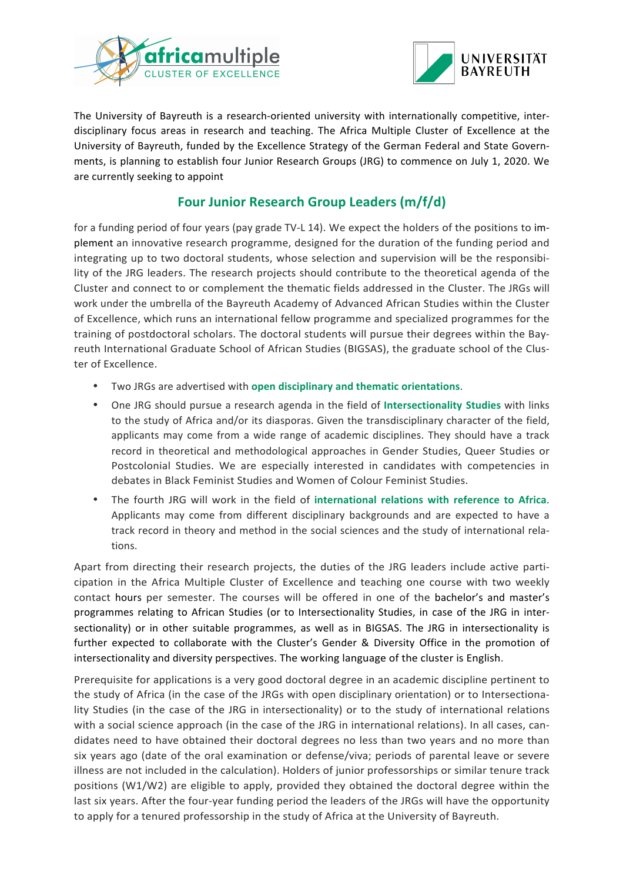The University of Bayreuth is a research-oriented university with internationally competitive, interdisciplinary focus areas in research and teaching. The Africa Multiple Cluster of Excellence at the University of Bayreuth, funded by the Excellence Strategy of the German Federal and State Governments, is planning to establish four Junior Research Groups (JRG) to commence on July 1, 2020. We are currently seeking to appoint

## Four Junior Research Group Leaders (m/f/d)

for a funding period of four years (pay grade TV-L 14). We expect the holders of the positions to implement an innovative research programme, designed for the duration of the funding period and integrating up to two doctoral students, whose selection and supervision will be the responsibility of the JRG leaders. The research projects should contribute to the theoretical agenda of the Cluster and connect to or complement the thematic fields addressed in the Cluster. The JRGs will work under the umbrella of the Bayreuth Academy of Advanced African Studies within the Cluster of Excellence, which runs an international fellow programme and specialized programmes for the training of postdoctoral scholars. The doctoral students will pursue their degrees within the Bayreuth International Graduate School of African Studies (BIGSAS), the graduate school of the Cluster of Excellence.

- Two JRGs are advertised with **open disciplinary and thematic orientations**.
- One JRG should pursue a research agenda in the field of **Intersectionality Studies** with links to the study of Africa and/or its diasporas. Given the transdisciplinary character of the field, applicants may come from a wide range of academic disciplines. They should have a track record in theoretical and methodological approaches in Gender Studies, Queer Studies or Postcolonial Studies. We are especially interested in candidates with competencies in debates in Black Feminist Studies and Women of Colour Feminist Studies.
- The fourth JRG will work in the field of **international relations with reference to Africa**. Applicants may come from different disciplinary backgrounds and are expected to have a track record in theory and method in the social sciences and the study of international relations.

Apart from directing their research projects, the duties of the JRG leaders include active participation in the Africa Multiple Cluster of Excellence and teaching one course with two weekly contact hours per semester. The courses will be offered in one of the bachelor's and master's programmes relating to African Studies (or to Intersectionality Studies, in case of the JRG in intersectionality) or in other suitable programmes, as well as in BIGSAS. The JRG in intersectionality is further expected to collaborate with the Cluster's Gender & Diversity Office in the promotion of intersectionality and diversity perspectives. The working language of the cluster is English.

Prerequisite for applications is a very good doctoral degree in an academic discipline pertinent to the study of Africa (in the case of the JRGs with open disciplinary orientation) or to Intersectionality Studies (in the case of the JRG in intersectionality) or to the study of international relations with a social science approach (in the case of the JRG in international relations). In all cases, candidates need to have obtained their doctoral degrees no less than two years and no more than six years ago (date of the oral examination or defense/viva; periods of parental leave or severe illness are not included in the calculation). Holders of junior professorships or similar tenure track positions (W1/W2) are eligible to apply, provided they obtained the doctoral degree within the last six years. After the four-year funding period the leaders of the JRGs will have the opportunity to apply for a tenured professorship in the study of Africa at the University of Bayreuth.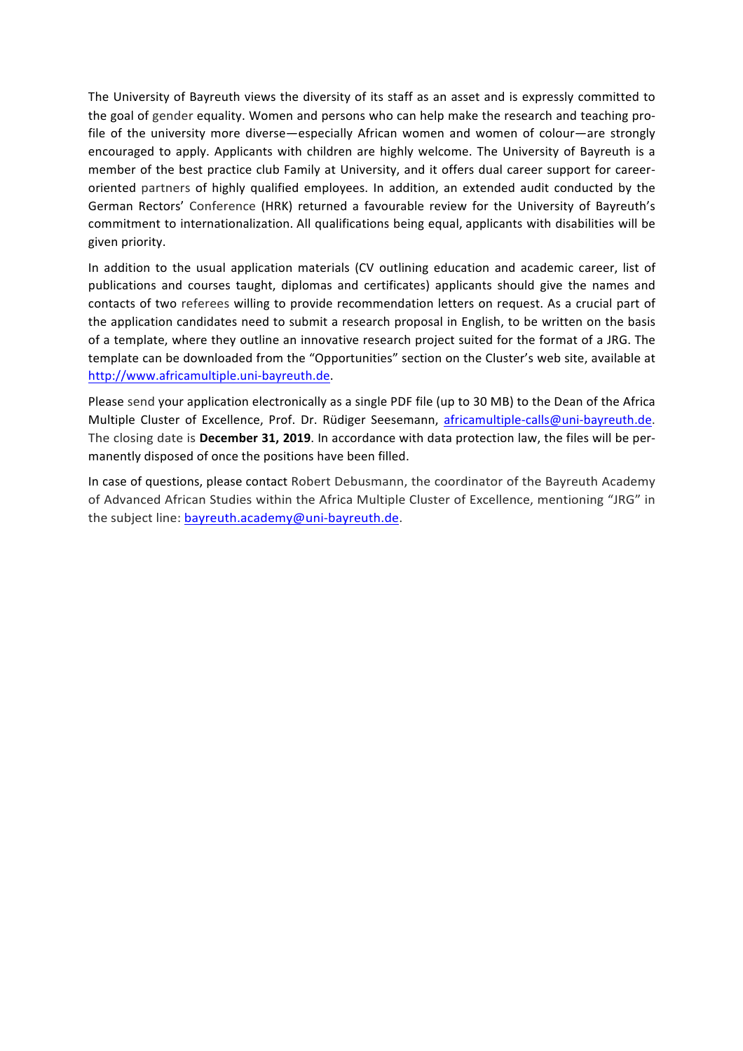The University of Bayreuth views the diversity of its staff as an asset and is expressly committed to the goal of gender equality. Women and persons who can help make the research and teaching profile of the university more diverse—especially African women and women of colour—are strongly encouraged to apply. Applicants with children are highly welcome. The University of Bayreuth is a member of the best practice club Family at University, and it offers dual career support for career-oriented partners of highly qualified employees. In addition, an extended audit conducted by the German Rectors' Conference (HRK) returned a favourable review for the University of Bayreuth's commitment to internationalization. All qualifications being equal, applicants with disabilities will be given priority.

In addition to the usual application materials (CV outlining education and academic career, list of publications and courses taught, diplomas and certificates) applicants should give the names and contacts of two referees willing to provide recommendation letters on request. As a crucial part of the application candidates need to submit a research proposal in English, to be written on the basis of a template, where they outline an innovative research project suited for the format of a JRG. The template can be downloaded from the "Opportunities" section on the Cluster's web site, available at http://www.africamultiple.uni-bayreuth.de.

Please send your application electronically as a single PDF file (up to 30 MB) to the Dean of the Africa Multiple Cluster of Excellence, Prof. Dr. Rüdiger Seesemann, africamultiple-calls@uni-bayreuth.de. The closing date is **December 31, 2019**. In accordance with data protection law, the files will be permanently disposed of once the positions have been filled.

In case of questions, please contact Robert Debusmann, the coordinator of the Bayreuth Academy of Advanced African Studies within the Africa Multiple Cluster of Excellence, mentioning "JRG" in the subject line: bayreuth.academy@uni-bayreuth.de.